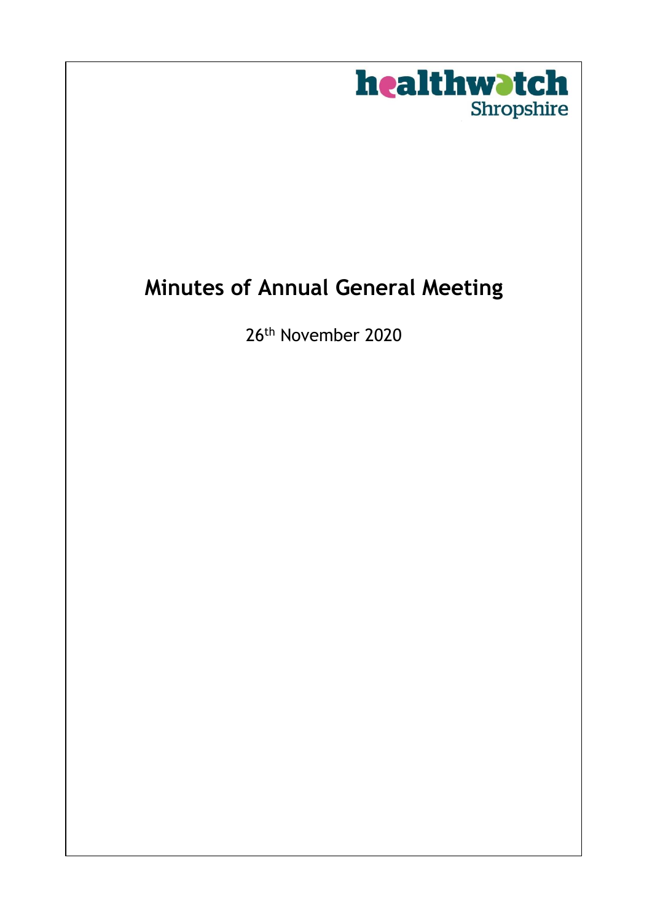healthwatch Shropshire

# Minutes of Annual General Meeting

26th November 2020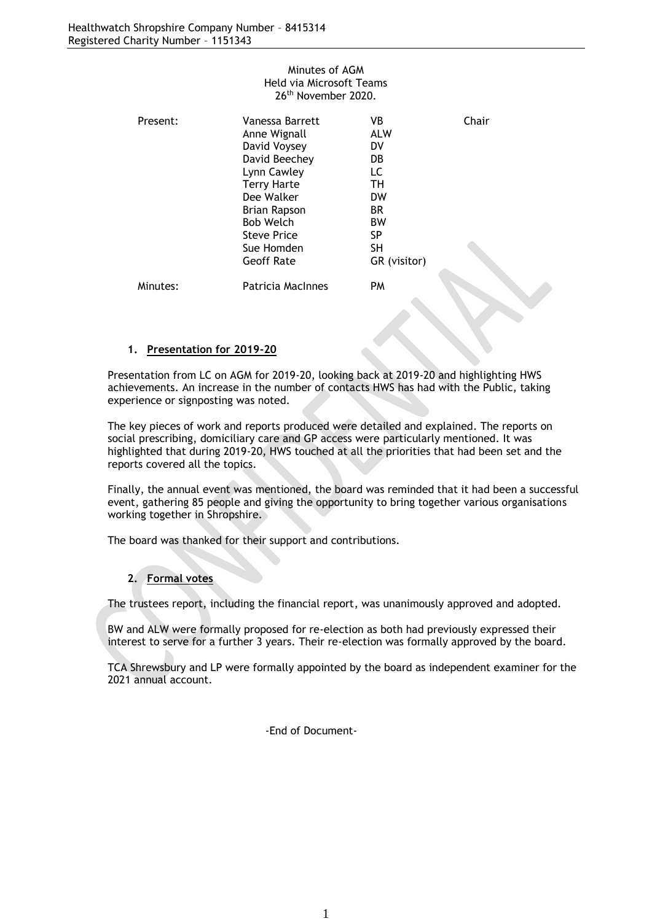Minutes of AGM
Held via Microsoft Teams
26th November 2020.

| | | | |
|---|---|---|---|
| Present: | Vanessa Barrett | VB | Chair |
| | Anne Wignall | ALW | |
| | David Voysey | DV | |
| | David Beechey | DB | |
| | Lynn Cawley | LC | |
| | Terry Harte | TH | |
| | Dee Walker | DW | |
| | Brian Rapson | BR | |
| | Bob Welch | BW | |
| | Steve Price | SP | |
| | Sue Homden | SH | |
| | Geoff Rate | GR (visitor) | |
| Minutes: | Patricia MacInnes | PM | |

## 1. Presentation for 2019-20

Presentation from LC on AGM for 2019-20, looking back at 2019-20 and highlighting HWS achievements. An increase in the number of contacts HWS has had with the Public, taking experience or signposting was noted.

The key pieces of work and reports produced were detailed and explained. The reports on social prescribing, domiciliary care and GP access were particularly mentioned. It was highlighted that during 2019-20, HWS touched at all the priorities that had been set and the reports covered all the topics.

Finally, the annual event was mentioned, the board was reminded that it had been a successful event, gathering 85 people and giving the opportunity to bring together various organisations working together in Shropshire.

The board was thanked for their support and contributions.

## 2. Formal votes

The trustees report, including the financial report, was unanimously approved and adopted.

BW and ALW were formally proposed for re-election as both had previously expressed their interest to serve for a further 3 years. Their re-election was formally approved by the board.

TCA Shrewsbury and LP were formally appointed by the board as independent examiner for the 2021 annual account.

-End of Document-